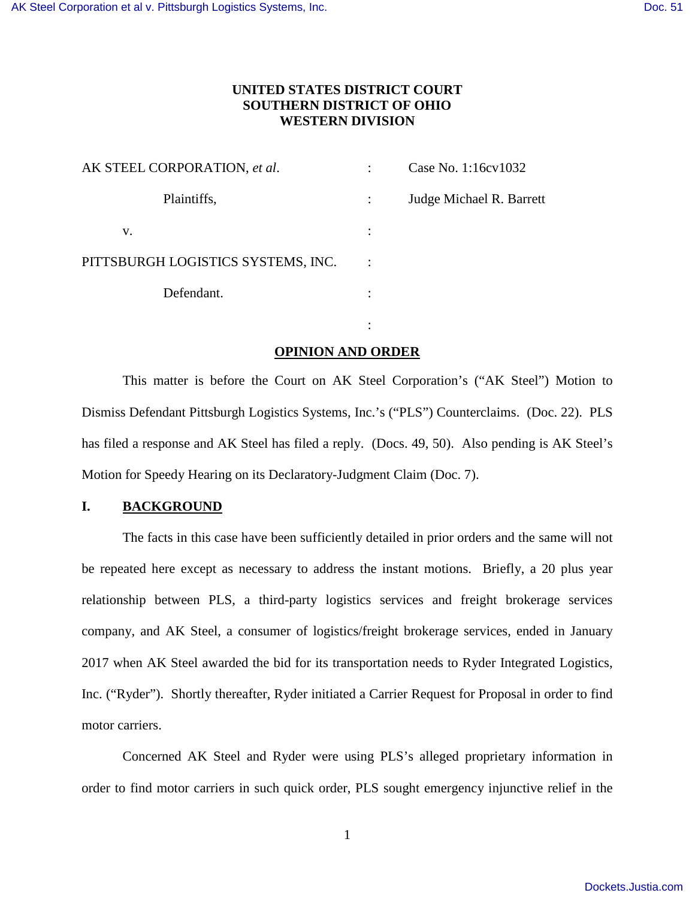**UNITED STATES DISTRICT COURT**
**SOUTHERN DISTRICT OF OHIO**
**WESTERN DIVISION**

| | | |
|---|---|---|
| AK STEEL CORPORATION, *et al*. | : | Case No. 1:16cv1032 |
| Plaintiffs, | : | Judge Michael R. Barrett |
| v. | : | |
| PITTSBURGH LOGISTICS SYSTEMS, INC. | : | |
| Defendant. | : | |
| | : | |

**OPINION AND ORDER**

This matter is before the Court on AK Steel Corporation's ("AK Steel") Motion to Dismiss Defendant Pittsburgh Logistics Systems, Inc.'s ("PLS") Counterclaims. (Doc. 22). PLS has filed a response and AK Steel has filed a reply. (Docs. 49, 50). Also pending is AK Steel's Motion for Speedy Hearing on its Declaratory-Judgment Claim (Doc. 7).

## I. BACKGROUND

The facts in this case have been sufficiently detailed in prior orders and the same will not be repeated here except as necessary to address the instant motions. Briefly, a 20 plus year relationship between PLS, a third-party logistics services and freight brokerage services company, and AK Steel, a consumer of logistics/freight brokerage services, ended in January 2017 when AK Steel awarded the bid for its transportation needs to Ryder Integrated Logistics, Inc. ("Ryder"). Shortly thereafter, Ryder initiated a Carrier Request for Proposal in order to find motor carriers.

Concerned AK Steel and Ryder were using PLS's alleged proprietary information in order to find motor carriers in such quick order, PLS sought emergency injunctive relief in the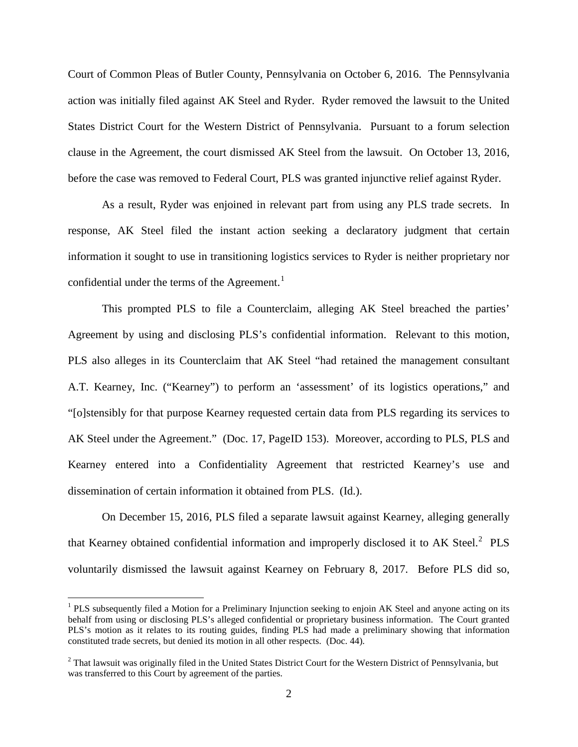Court of Common Pleas of Butler County, Pennsylvania on October 6, 2016. The Pennsylvania action was initially filed against AK Steel and Ryder. Ryder removed the lawsuit to the United States District Court for the Western District of Pennsylvania. Pursuant to a forum selection clause in the Agreement, the court dismissed AK Steel from the lawsuit. On October 13, 2016, before the case was removed to Federal Court, PLS was granted injunctive relief against Ryder.

As a result, Ryder was enjoined in relevant part from using any PLS trade secrets. In response, AK Steel filed the instant action seeking a declaratory judgment that certain information it sought to use in transitioning logistics services to Ryder is neither proprietary nor confidential under the terms of the Agreement.[1]

This prompted PLS to file a Counterclaim, alleging AK Steel breached the parties' Agreement by using and disclosing PLS's confidential information. Relevant to this motion, PLS also alleges in its Counterclaim that AK Steel "had retained the management consultant A.T. Kearney, Inc. ("Kearney") to perform an 'assessment' of its logistics operations," and "[o]stensibly for that purpose Kearney requested certain data from PLS regarding its services to AK Steel under the Agreement." (Doc. 17, PageID 153). Moreover, according to PLS, PLS and Kearney entered into a Confidentiality Agreement that restricted Kearney's use and dissemination of certain information it obtained from PLS. (Id.).

On December 15, 2016, PLS filed a separate lawsuit against Kearney, alleging generally that Kearney obtained confidential information and improperly disclosed it to AK Steel.[2] PLS voluntarily dismissed the lawsuit against Kearney on February 8, 2017. Before PLS did so,

---

[1] PLS subsequently filed a Motion for a Preliminary Injunction seeking to enjoin AK Steel and anyone acting on its behalf from using or disclosing PLS's alleged confidential or proprietary business information. The Court granted PLS's motion as it relates to its routing guides, finding PLS had made a preliminary showing that information constituted trade secrets, but denied its motion in all other respects. (Doc. 44).

[2] That lawsuit was originally filed in the United States District Court for the Western District of Pennsylvania, but was transferred to this Court by agreement of the parties.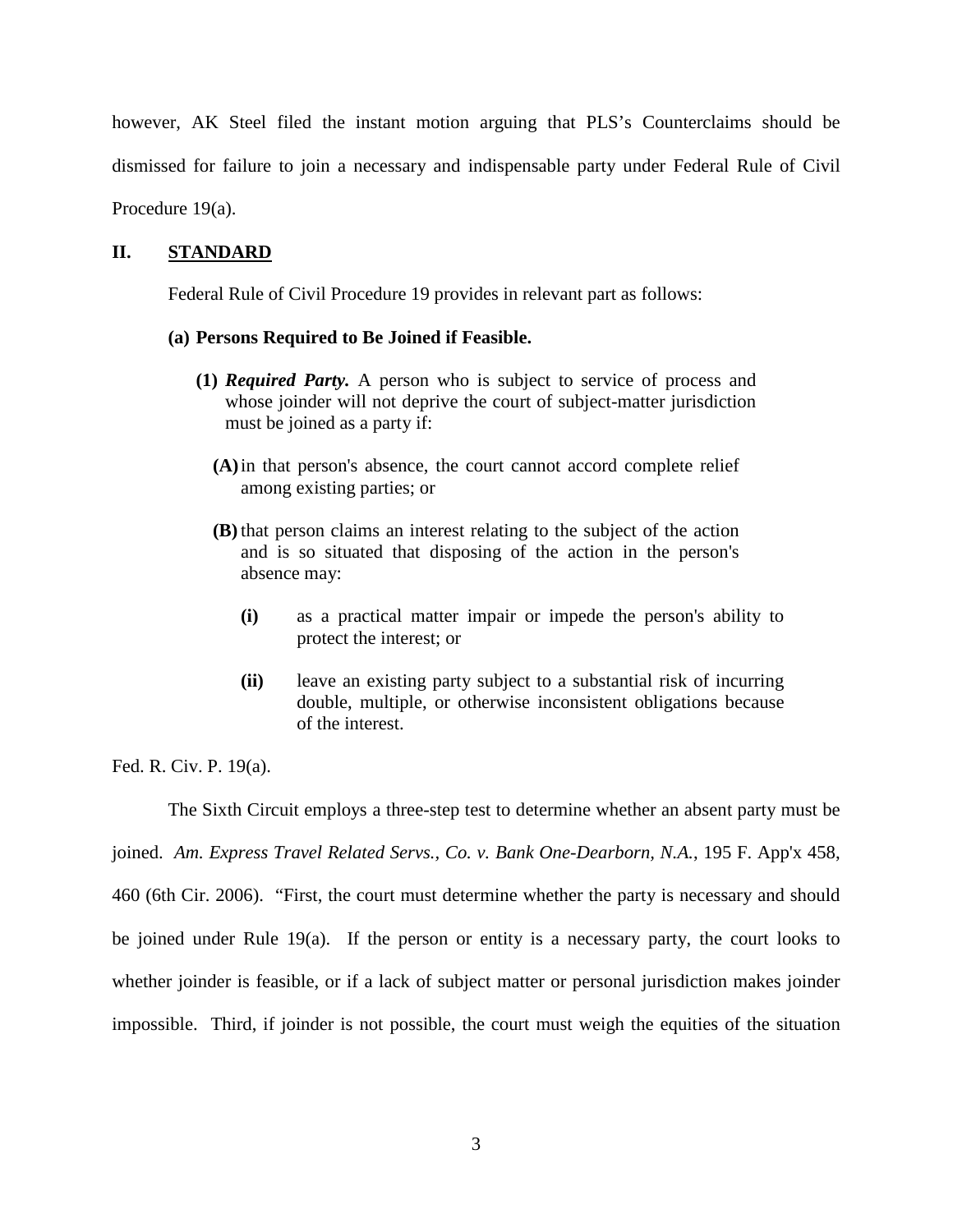however, AK Steel filed the instant motion arguing that PLS's Counterclaims should be dismissed for failure to join a necessary and indispensable party under Federal Rule of Civil Procedure 19(a).

## II. STANDARD

Federal Rule of Civil Procedure 19 provides in relevant part as follows:

> **(a) Persons Required to Be Joined if Feasible.**
>
> **(1)** ***Required Party.*** A person who is subject to service of process and whose joinder will not deprive the court of subject-matter jurisdiction must be joined as a party if:
>
> **(A)** in that person's absence, the court cannot accord complete relief among existing parties; or
>
> **(B)** that person claims an interest relating to the subject of the action and is so situated that disposing of the action in the person's absence may:
>
> **(i)** as a practical matter impair or impede the person's ability to protect the interest; or
>
> **(ii)** leave an existing party subject to a substantial risk of incurring double, multiple, or otherwise inconsistent obligations because of the interest.

Fed. R. Civ. P. 19(a).

The Sixth Circuit employs a three-step test to determine whether an absent party must be joined. *Am. Express Travel Related Servs., Co. v. Bank One-Dearborn, N.A.*, 195 F. App'x 458, 460 (6th Cir. 2006). "First, the court must determine whether the party is necessary and should be joined under Rule 19(a). If the person or entity is a necessary party, the court looks to whether joinder is feasible, or if a lack of subject matter or personal jurisdiction makes joinder impossible. Third, if joinder is not possible, the court must weigh the equities of the situation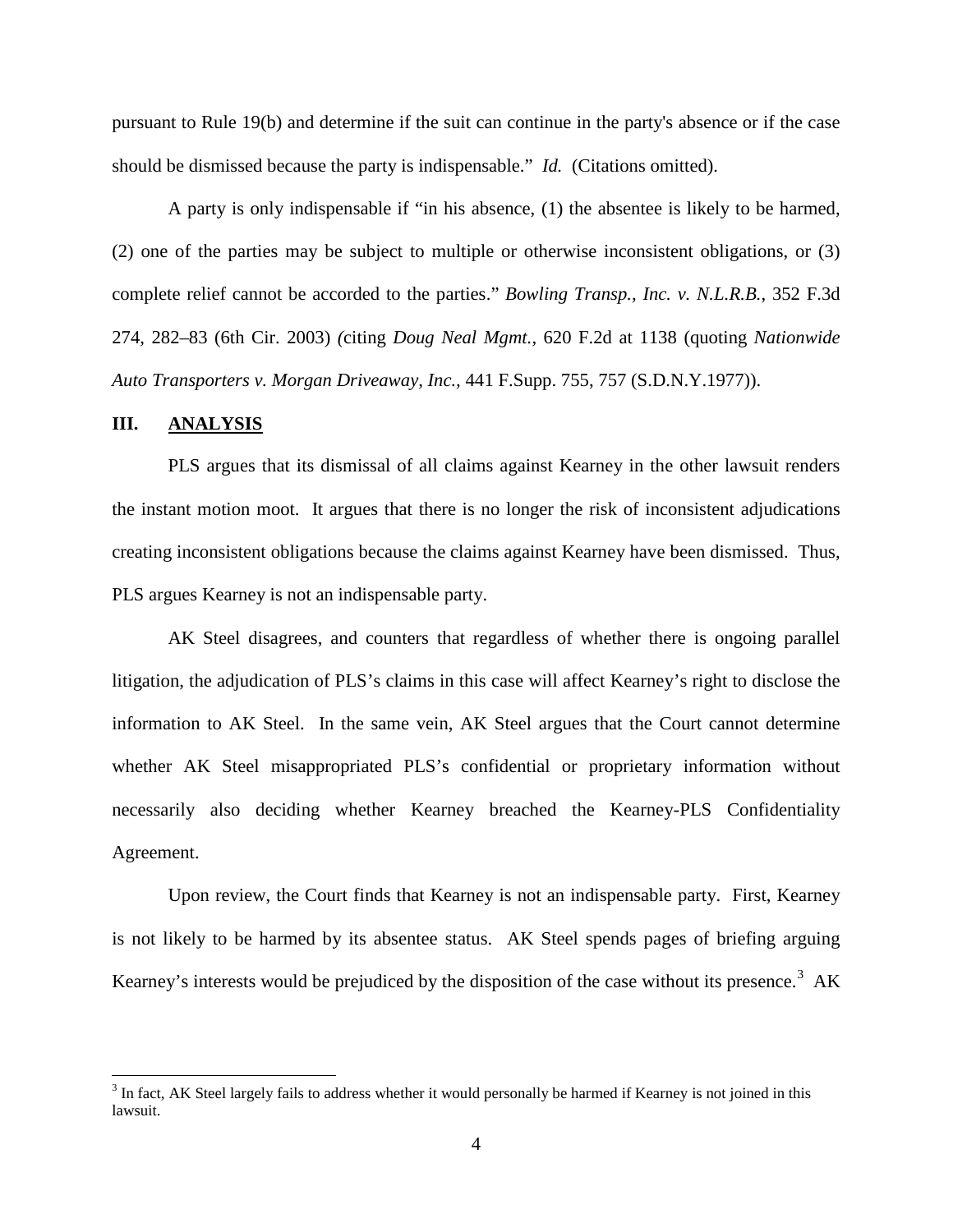pursuant to Rule 19(b) and determine if the suit can continue in the party's absence or if the case should be dismissed because the party is indispensable." *Id.* (Citations omitted).

A party is only indispensable if "in his absence, (1) the absentee is likely to be harmed, (2) one of the parties may be subject to multiple or otherwise inconsistent obligations, or (3) complete relief cannot be accorded to the parties." *Bowling Transp., Inc. v. N.L.R.B.*, 352 F.3d 274, 282–83 (6th Cir. 2003) (citing *Doug Neal Mgmt.*, 620 F.2d at 1138 (quoting *Nationwide Auto Transporters v. Morgan Driveaway, Inc.*, 441 F.Supp. 755, 757 (S.D.N.Y.1977)).

## III. ANALYSIS

PLS argues that its dismissal of all claims against Kearney in the other lawsuit renders the instant motion moot. It argues that there is no longer the risk of inconsistent adjudications creating inconsistent obligations because the claims against Kearney have been dismissed. Thus, PLS argues Kearney is not an indispensable party.

AK Steel disagrees, and counters that regardless of whether there is ongoing parallel litigation, the adjudication of PLS's claims in this case will affect Kearney's right to disclose the information to AK Steel. In the same vein, AK Steel argues that the Court cannot determine whether AK Steel misappropriated PLS's confidential or proprietary information without necessarily also deciding whether Kearney breached the Kearney-PLS Confidentiality Agreement.

Upon review, the Court finds that Kearney is not an indispensable party. First, Kearney is not likely to be harmed by its absentee status. AK Steel spends pages of briefing arguing Kearney's interests would be prejudiced by the disposition of the case without its presence.[3] AK

[3] In fact, AK Steel largely fails to address whether it would personally be harmed if Kearney is not joined in this lawsuit.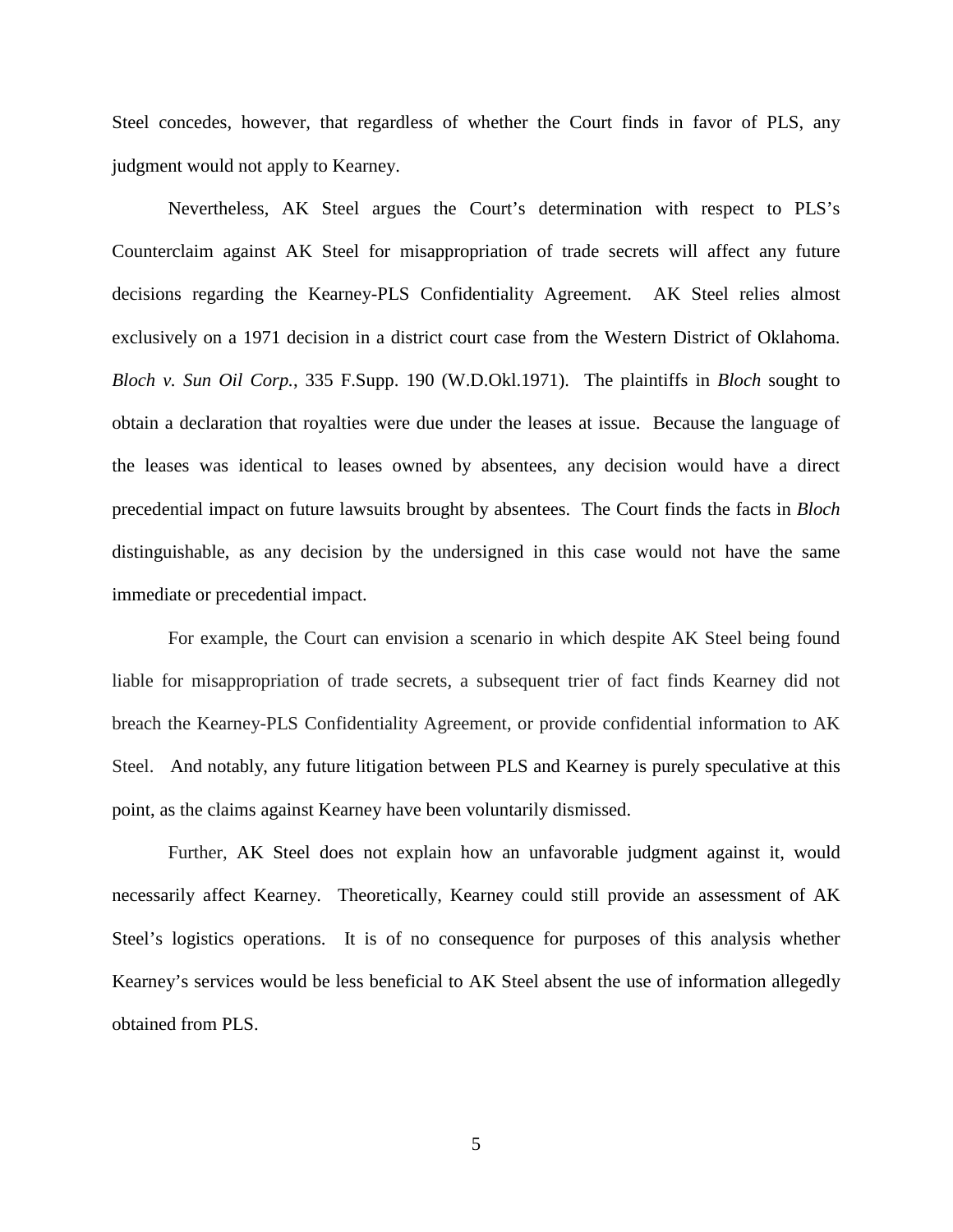Steel concedes, however, that regardless of whether the Court finds in favor of PLS, any judgment would not apply to Kearney.

Nevertheless, AK Steel argues the Court's determination with respect to PLS's Counterclaim against AK Steel for misappropriation of trade secrets will affect any future decisions regarding the Kearney-PLS Confidentiality Agreement. AK Steel relies almost exclusively on a 1971 decision in a district court case from the Western District of Oklahoma. *Bloch v. Sun Oil Corp.*, 335 F.Supp. 190 (W.D.Okl.1971). The plaintiffs in *Bloch* sought to obtain a declaration that royalties were due under the leases at issue. Because the language of the leases was identical to leases owned by absentees, any decision would have a direct precedential impact on future lawsuits brought by absentees. The Court finds the facts in *Bloch* distinguishable, as any decision by the undersigned in this case would not have the same immediate or precedential impact.

For example, the Court can envision a scenario in which despite AK Steel being found liable for misappropriation of trade secrets, a subsequent trier of fact finds Kearney did not breach the Kearney-PLS Confidentiality Agreement, or provide confidential information to AK Steel. And notably, any future litigation between PLS and Kearney is purely speculative at this point, as the claims against Kearney have been voluntarily dismissed.

Further, AK Steel does not explain how an unfavorable judgment against it, would necessarily affect Kearney. Theoretically, Kearney could still provide an assessment of AK Steel's logistics operations. It is of no consequence for purposes of this analysis whether Kearney's services would be less beneficial to AK Steel absent the use of information allegedly obtained from PLS.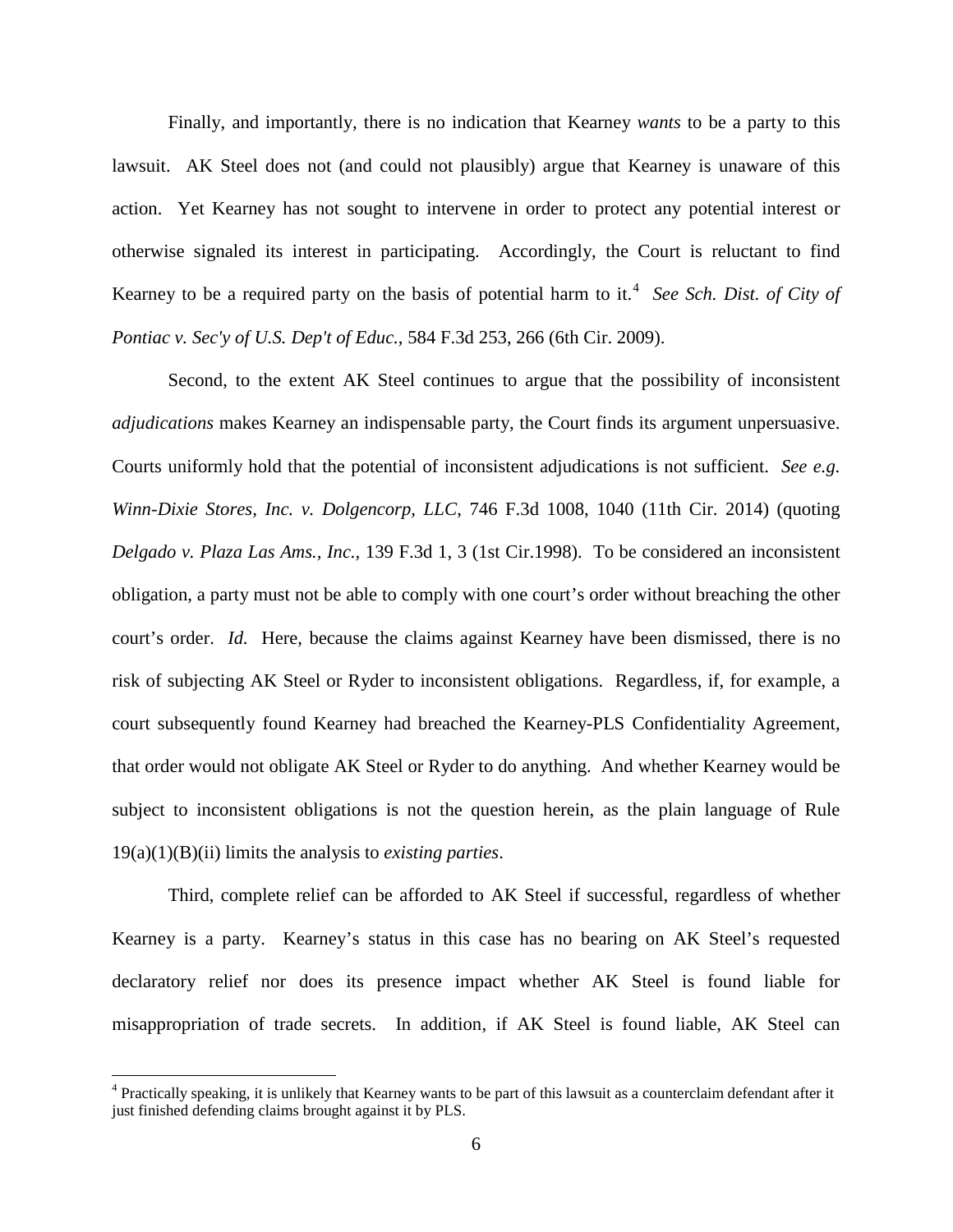Finally, and importantly, there is no indication that Kearney *wants* to be a party to this lawsuit. AK Steel does not (and could not plausibly) argue that Kearney is unaware of this action. Yet Kearney has not sought to intervene in order to protect any potential interest or otherwise signaled its interest in participating. Accordingly, the Court is reluctant to find Kearney to be a required party on the basis of potential harm to it.[4] *See Sch. Dist. of City of Pontiac v. Sec'y of U.S. Dep't of Educ.*, 584 F.3d 253, 266 (6th Cir. 2009).

Second, to the extent AK Steel continues to argue that the possibility of inconsistent *adjudications* makes Kearney an indispensable party, the Court finds its argument unpersuasive. Courts uniformly hold that the potential of inconsistent adjudications is not sufficient. *See e.g. Winn-Dixie Stores, Inc. v. Dolgencorp, LLC*, 746 F.3d 1008, 1040 (11th Cir. 2014) (quoting *Delgado v. Plaza Las Ams., Inc.*, 139 F.3d 1, 3 (1st Cir.1998). To be considered an inconsistent obligation, a party must not be able to comply with one court's order without breaching the other court's order. *Id.* Here, because the claims against Kearney have been dismissed, there is no risk of subjecting AK Steel or Ryder to inconsistent obligations. Regardless, if, for example, a court subsequently found Kearney had breached the Kearney-PLS Confidentiality Agreement, that order would not obligate AK Steel or Ryder to do anything. And whether Kearney would be subject to inconsistent obligations is not the question herein, as the plain language of Rule 19(a)(1)(B)(ii) limits the analysis to *existing parties*.

Third, complete relief can be afforded to AK Steel if successful, regardless of whether Kearney is a party. Kearney's status in this case has no bearing on AK Steel's requested declaratory relief nor does its presence impact whether AK Steel is found liable for misappropriation of trade secrets. In addition, if AK Steel is found liable, AK Steel can

---

[4] Practically speaking, it is unlikely that Kearney wants to be part of this lawsuit as a counterclaim defendant after it just finished defending claims brought against it by PLS.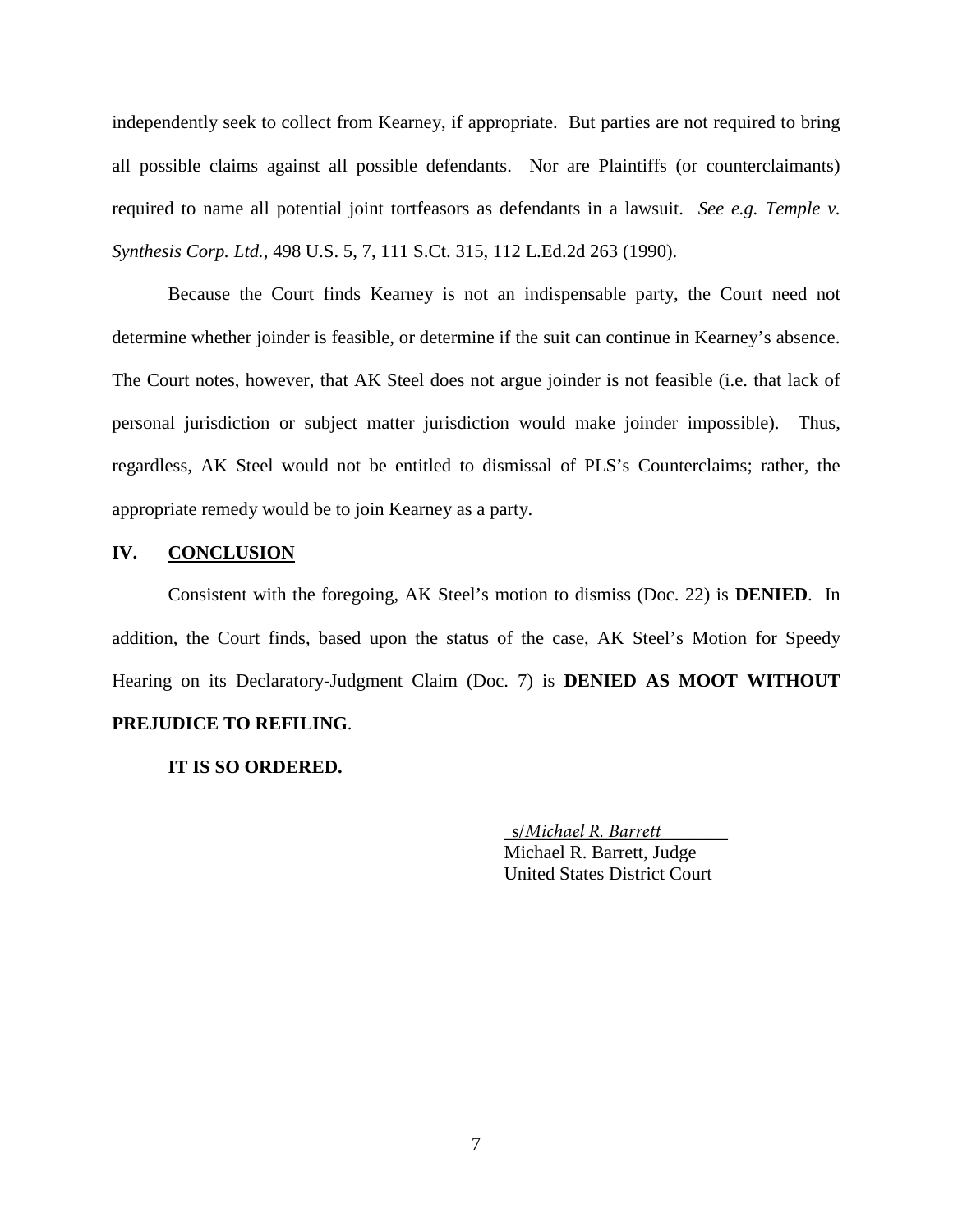independently seek to collect from Kearney, if appropriate. But parties are not required to bring all possible claims against all possible defendants. Nor are Plaintiffs (or counterclaimants) required to name all potential joint tortfeasors as defendants in a lawsuit. *See e.g. Temple v. Synthesis Corp. Ltd.*, 498 U.S. 5, 7, 111 S.Ct. 315, 112 L.Ed.2d 263 (1990).

Because the Court finds Kearney is not an indispensable party, the Court need not determine whether joinder is feasible, or determine if the suit can continue in Kearney's absence. The Court notes, however, that AK Steel does not argue joinder is not feasible (i.e. that lack of personal jurisdiction or subject matter jurisdiction would make joinder impossible). Thus, regardless, AK Steel would not be entitled to dismissal of PLS's Counterclaims; rather, the appropriate remedy would be to join Kearney as a party.

## IV. CONCLUSION

Consistent with the foregoing, AK Steel's motion to dismiss (Doc. 22) is **DENIED**. In addition, the Court finds, based upon the status of the case, AK Steel's Motion for Speedy Hearing on its Declaratory-Judgment Claim (Doc. 7) is **DENIED AS MOOT WITHOUT PREJUDICE TO REFILING**.

**IT IS SO ORDERED.**

s/*Michael R. Barrett*
Michael R. Barrett, Judge
United States District Court